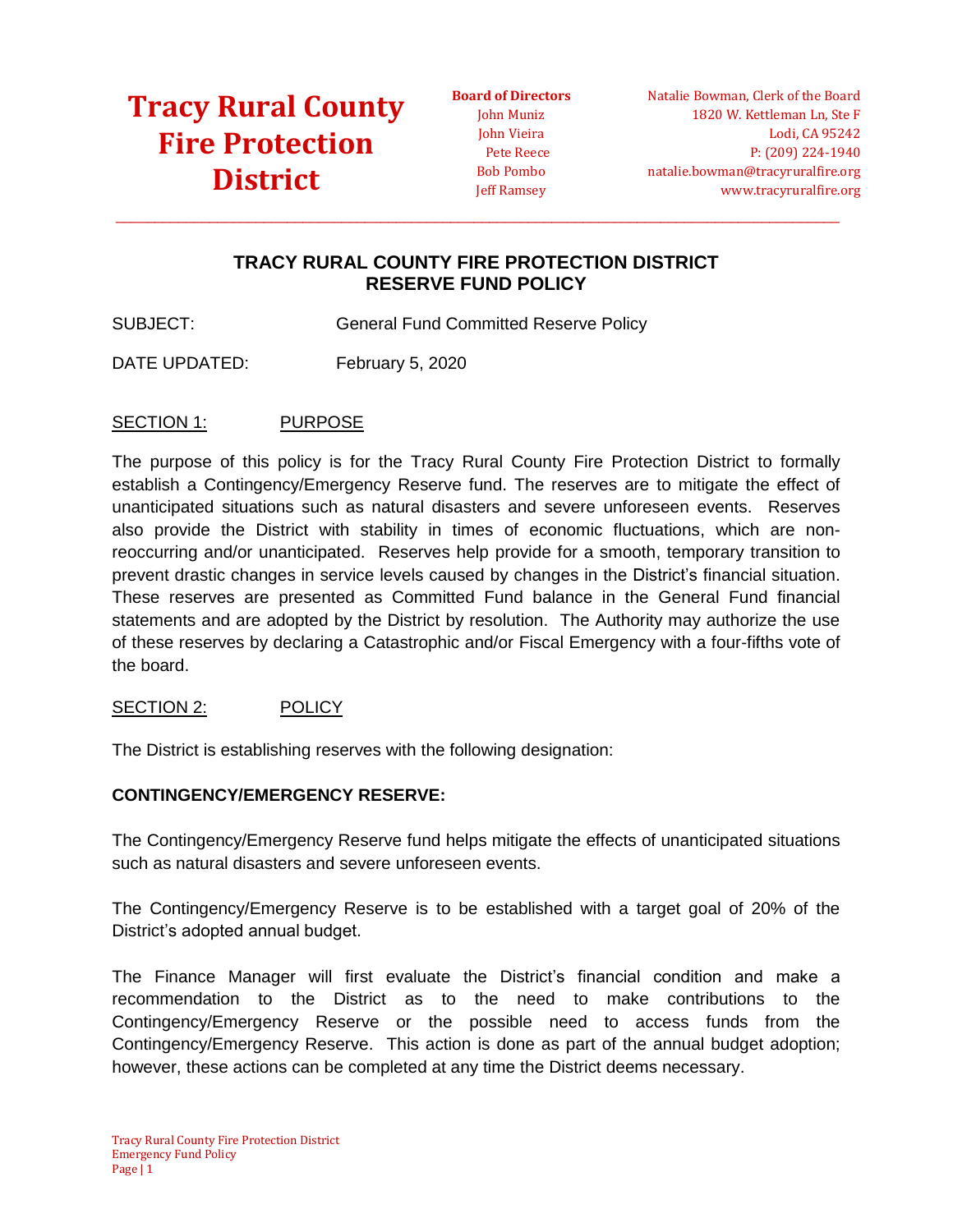# Tracy Rural County Fire Protection District

**Board of Directors**
John Muniz
John Vieira
Pete Reece
Bob Pombo
Jeff Ramsey

Natalie Bowman, Clerk of the Board
1820 W. Kettleman Ln, Ste F
Lodi, CA 95242
P: (209) 224-1940
natalie.bowman@tracyruralfire.org
www.tracyruralfire.org

---

## TRACY RURAL COUNTY FIRE PROTECTION DISTRICT
## RESERVE FUND POLICY

SUBJECT: General Fund Committed Reserve Policy

DATE UPDATED: February 5, 2020

### SECTION 1: PURPOSE

The purpose of this policy is for the Tracy Rural County Fire Protection District to formally establish a Contingency/Emergency Reserve fund. The reserves are to mitigate the effect of unanticipated situations such as natural disasters and severe unforeseen events. Reserves also provide the District with stability in times of economic fluctuations, which are non-reoccurring and/or unanticipated. Reserves help provide for a smooth, temporary transition to prevent drastic changes in service levels caused by changes in the District's financial situation. These reserves are presented as Committed Fund balance in the General Fund financial statements and are adopted by the District by resolution. The Authority may authorize the use of these reserves by declaring a Catastrophic and/or Fiscal Emergency with a four-fifths vote of the board.

### SECTION 2: POLICY

The District is establishing reserves with the following designation:

**CONTINGENCY/EMERGENCY RESERVE:**

The Contingency/Emergency Reserve fund helps mitigate the effects of unanticipated situations such as natural disasters and severe unforeseen events.

The Contingency/Emergency Reserve is to be established with a target goal of 20% of the District's adopted annual budget.

The Finance Manager will first evaluate the District's financial condition and make a recommendation to the District as to the need to make contributions to the Contingency/Emergency Reserve or the possible need to access funds from the Contingency/Emergency Reserve. This action is done as part of the annual budget adoption; however, these actions can be completed at any time the District deems necessary.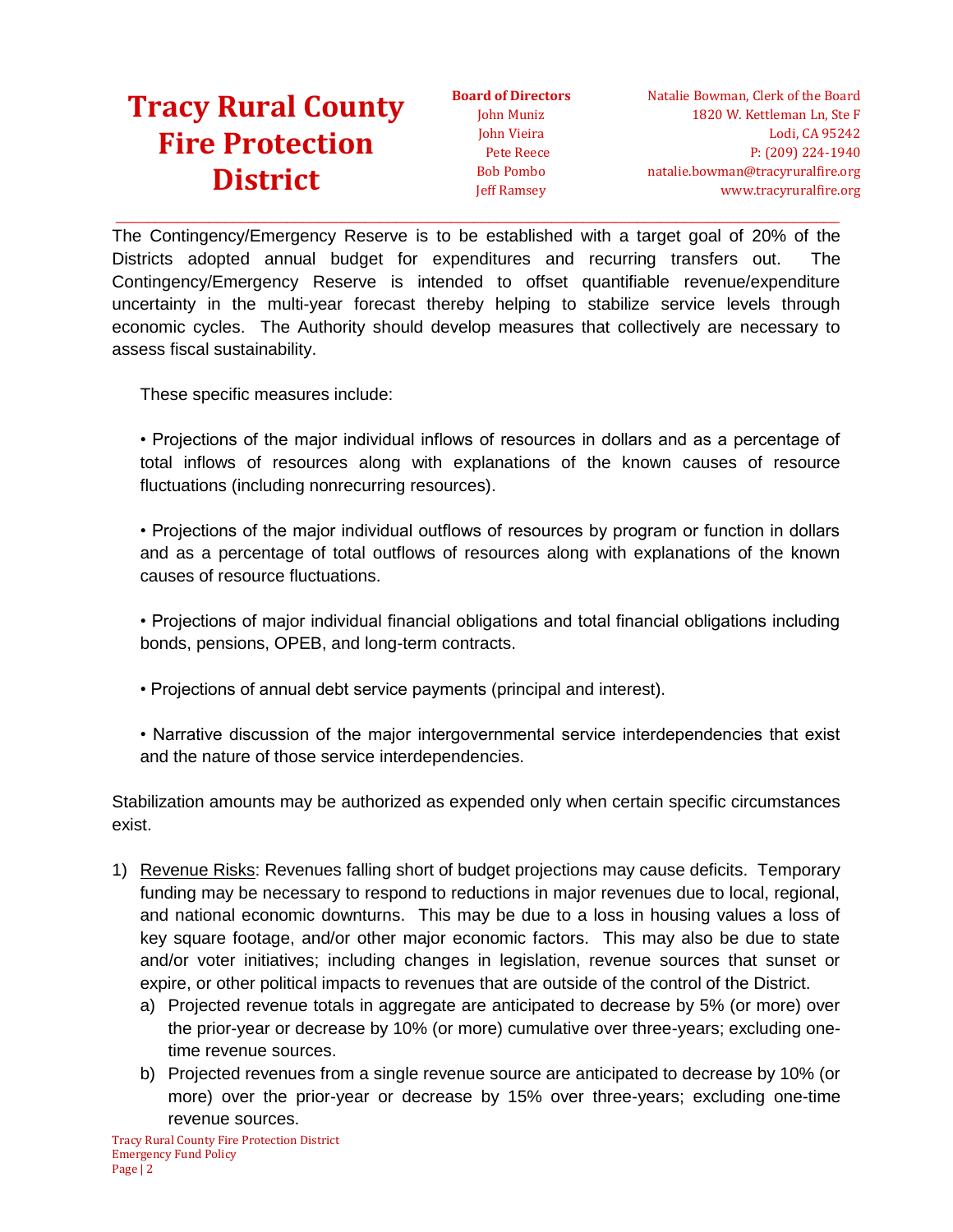The Contingency/Emergency Reserve is to be established with a target goal of 20% of the Districts adopted annual budget for expenditures and recurring transfers out. The Contingency/Emergency Reserve is intended to offset quantifiable revenue/expenditure uncertainty in the multi-year forecast thereby helping to stabilize service levels through economic cycles. The Authority should develop measures that collectively are necessary to assess fiscal sustainability.

These specific measures include:

• Projections of the major individual inflows of resources in dollars and as a percentage of total inflows of resources along with explanations of the known causes of resource fluctuations (including nonrecurring resources).

• Projections of the major individual outflows of resources by program or function in dollars and as a percentage of total outflows of resources along with explanations of the known causes of resource fluctuations.

• Projections of major individual financial obligations and total financial obligations including bonds, pensions, OPEB, and long-term contracts.

• Projections of annual debt service payments (principal and interest).

• Narrative discussion of the major intergovernmental service interdependencies that exist and the nature of those service interdependencies.

Stabilization amounts may be authorized as expended only when certain specific circumstances exist.

1) Revenue Risks: Revenues falling short of budget projections may cause deficits. Temporary funding may be necessary to respond to reductions in major revenues due to local, regional, and national economic downturns. This may be due to a loss in housing values a loss of key square footage, and/or other major economic factors. This may also be due to state and/or voter initiatives; including changes in legislation, revenue sources that sunset or expire, or other political impacts to revenues that are outside of the control of the District.
   a) Projected revenue totals in aggregate are anticipated to decrease by 5% (or more) over the prior-year or decrease by 10% (or more) cumulative over three-years; excluding one-time revenue sources.
   b) Projected revenues from a single revenue source are anticipated to decrease by 10% (or more) over the prior-year or decrease by 15% over three-years; excluding one-time revenue sources.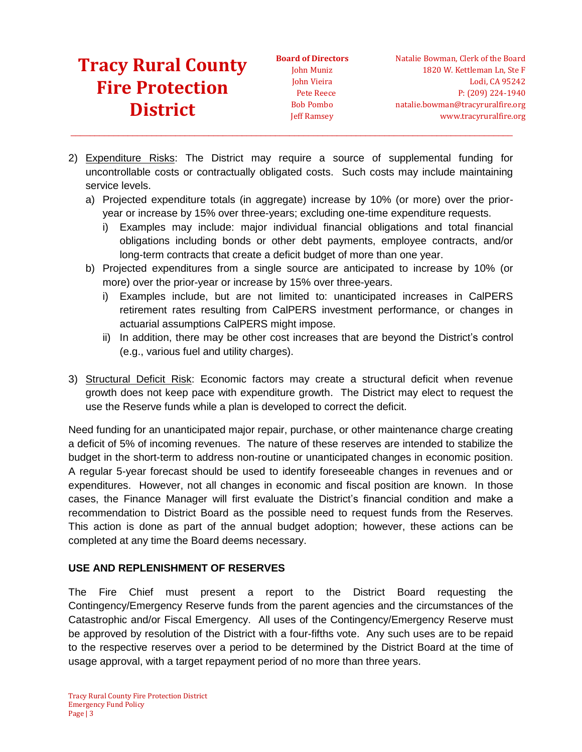2) <u>Expenditure Risks</u>: The District may require a source of supplemental funding for uncontrollable costs or contractually obligated costs. Such costs may include maintaining service levels.
   a) Projected expenditure totals (in aggregate) increase by 10% (or more) over the prior-year or increase by 15% over three-years; excluding one-time expenditure requests.
      i) Examples may include: major individual financial obligations and total financial obligations including bonds or other debt payments, employee contracts, and/or long-term contracts that create a deficit budget of more than one year.
   b) Projected expenditures from a single source are anticipated to increase by 10% (or more) over the prior-year or increase by 15% over three-years.
      i) Examples include, but are not limited to: unanticipated increases in CalPERS retirement rates resulting from CalPERS investment performance, or changes in actuarial assumptions CalPERS might impose.
      ii) In addition, there may be other cost increases that are beyond the District's control (e.g., various fuel and utility charges).

3) <u>Structural Deficit Risk</u>: Economic factors may create a structural deficit when revenue growth does not keep pace with expenditure growth. The District may elect to request the use the Reserve funds while a plan is developed to correct the deficit.

Need funding for an unanticipated major repair, purchase, or other maintenance charge creating a deficit of 5% of incoming revenues. The nature of these reserves are intended to stabilize the budget in the short-term to address non-routine or unanticipated changes in economic position. A regular 5-year forecast should be used to identify foreseeable changes in revenues and or expenditures. However, not all changes in economic and fiscal position are known. In those cases, the Finance Manager will first evaluate the District's financial condition and make a recommendation to District Board as the possible need to request funds from the Reserves. This action is done as part of the annual budget adoption; however, these actions can be completed at any time the Board deems necessary.

## USE AND REPLENISHMENT OF RESERVES

The Fire Chief must present a report to the District Board requesting the Contingency/Emergency Reserve funds from the parent agencies and the circumstances of the Catastrophic and/or Fiscal Emergency. All uses of the Contingency/Emergency Reserve must be approved by resolution of the District with a four-fifths vote. Any such uses are to be repaid to the respective reserves over a period to be determined by the District Board at the time of usage approval, with a target repayment period of no more than three years.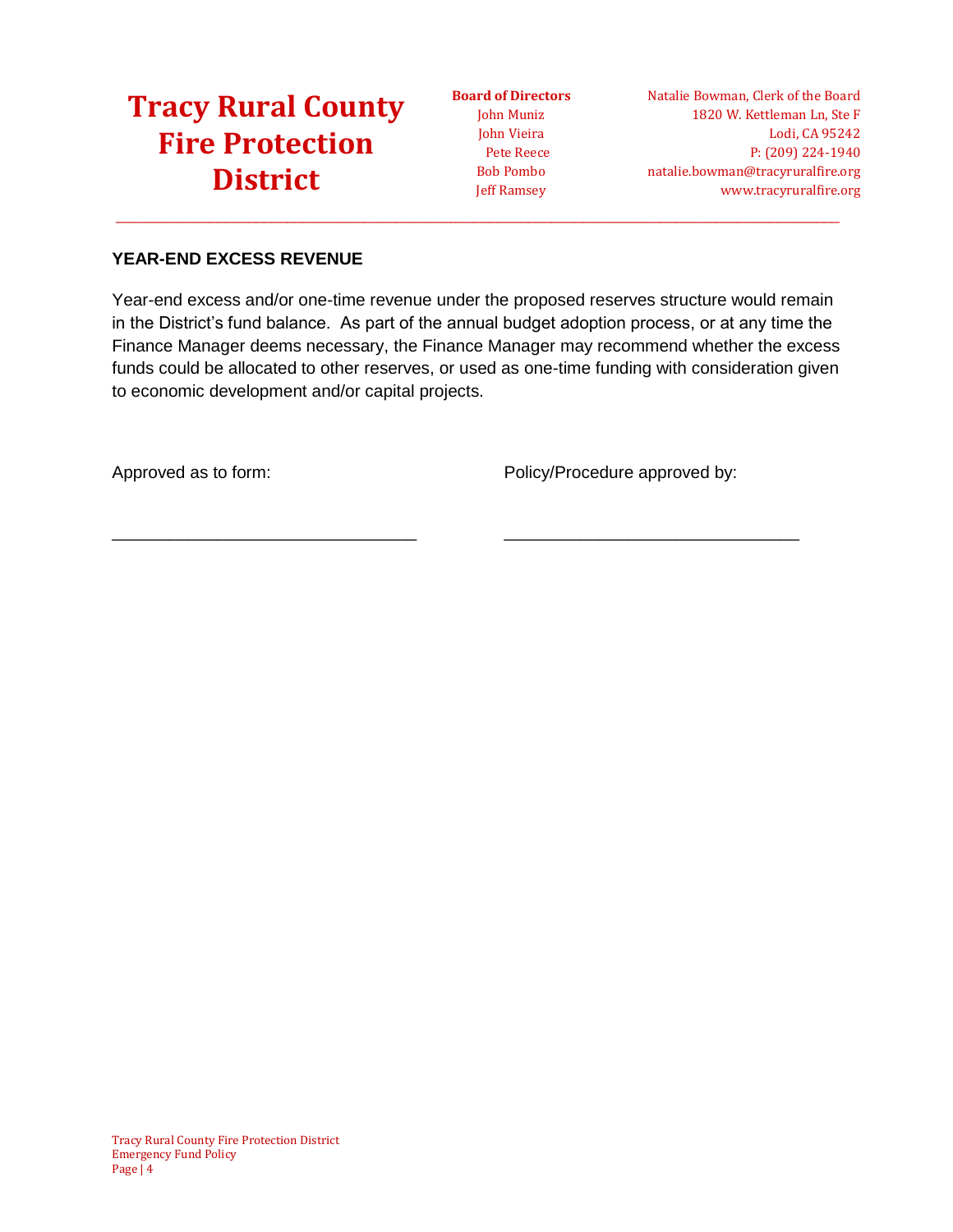## YEAR-END EXCESS REVENUE

Year-end excess and/or one-time revenue under the proposed reserves structure would remain in the District's fund balance. As part of the annual budget adoption process, or at any time the Finance Manager deems necessary, the Finance Manager may recommend whether the excess funds could be allocated to other reserves, or used as one-time funding with consideration given to economic development and/or capital projects.

Approved as to form:

_______________________________

Policy/Procedure approved by:

_______________________________